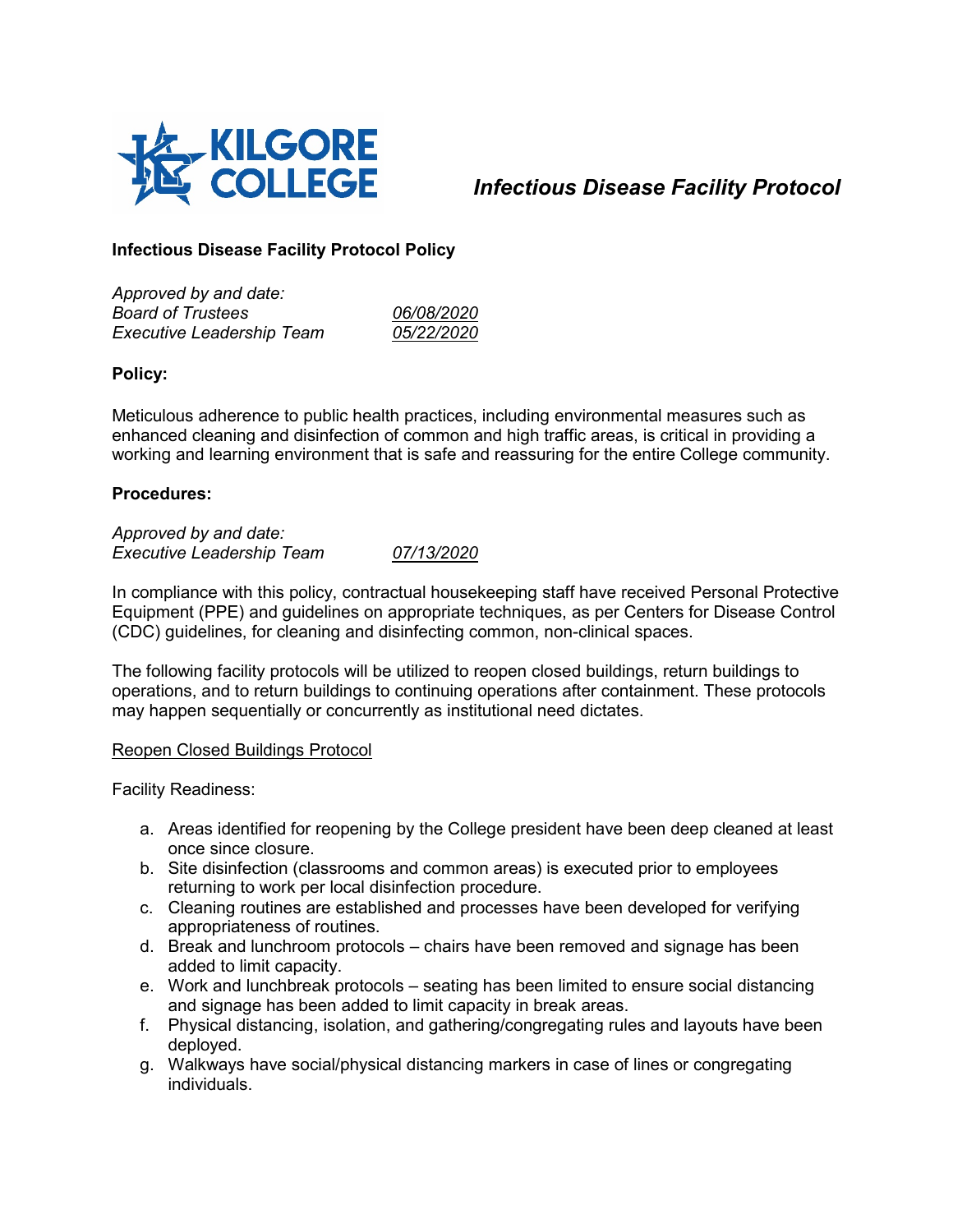# Infectious Disease Facility Protocol

## Infectious Disease Facility Protocol Policy

*Approved by and date:*

| | |
|---|---|
| *Board of Trustees* | *06/08/2020* |
| *Executive Leadership Team* | *05/22/2020* |

### Policy:

Meticulous adherence to public health practices, including environmental measures such as enhanced cleaning and disinfection of common and high traffic areas, is critical in providing a working and learning environment that is safe and reassuring for the entire College community.

### Procedures:

*Approved by and date:*

| | |
|---|---|
| *Executive Leadership Team* | *07/13/2020* |

In compliance with this policy, contractual housekeeping staff have received Personal Protective Equipment (PPE) and guidelines on appropriate techniques, as per Centers for Disease Control (CDC) guidelines, for cleaning and disinfecting common, non-clinical spaces.

The following facility protocols will be utilized to reopen closed buildings, return buildings to operations, and to return buildings to continuing operations after containment. These protocols may happen sequentially or concurrently as institutional need dictates.

Reopen Closed Buildings Protocol

Facility Readiness:

a. Areas identified for reopening by the College president have been deep cleaned at least once since closure.
b. Site disinfection (classrooms and common areas) is executed prior to employees returning to work per local disinfection procedure.
c. Cleaning routines are established and processes have been developed for verifying appropriateness of routines.
d. Break and lunchroom protocols – chairs have been removed and signage has been added to limit capacity.
e. Work and lunchbreak protocols – seating has been limited to ensure social distancing and signage has been added to limit capacity in break areas.
f. Physical distancing, isolation, and gathering/congregating rules and layouts have been deployed.
g. Walkways have social/physical distancing markers in case of lines or congregating individuals.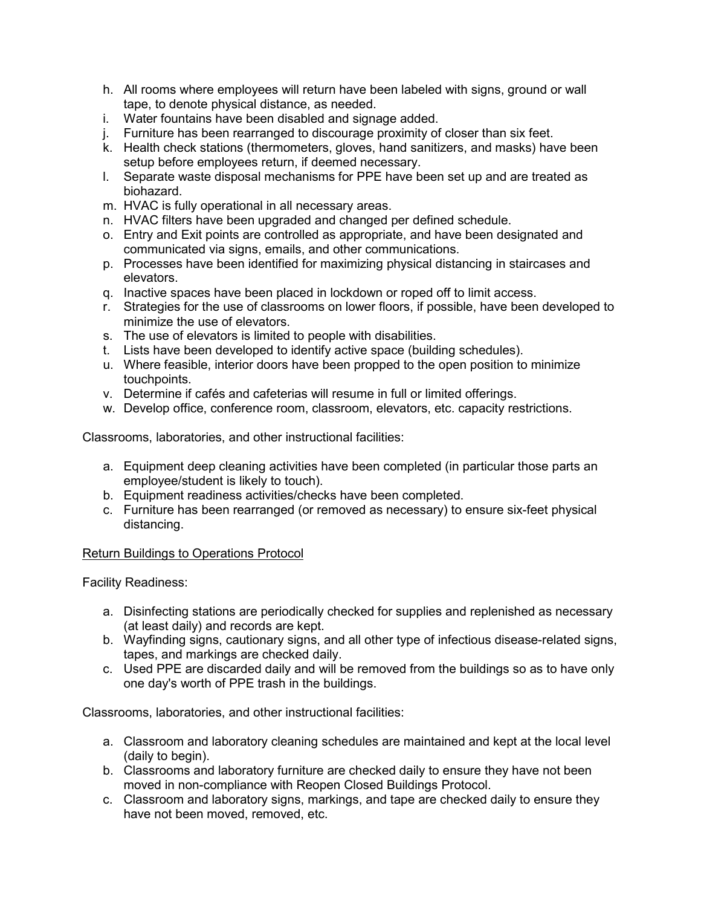h. All rooms where employees will return have been labeled with signs, ground or wall tape, to denote physical distance, as needed.
i. Water fountains have been disabled and signage added.
j. Furniture has been rearranged to discourage proximity of closer than six feet.
k. Health check stations (thermometers, gloves, hand sanitizers, and masks) have been setup before employees return, if deemed necessary.
l. Separate waste disposal mechanisms for PPE have been set up and are treated as biohazard.
m. HVAC is fully operational in all necessary areas.
n. HVAC filters have been upgraded and changed per defined schedule.
o. Entry and Exit points are controlled as appropriate, and have been designated and communicated via signs, emails, and other communications.
p. Processes have been identified for maximizing physical distancing in staircases and elevators.
q. Inactive spaces have been placed in lockdown or roped off to limit access.
r. Strategies for the use of classrooms on lower floors, if possible, have been developed to minimize the use of elevators.
s. The use of elevators is limited to people with disabilities.
t. Lists have been developed to identify active space (building schedules).
u. Where feasible, interior doors have been propped to the open position to minimize touchpoints.
v. Determine if cafés and cafeterias will resume in full or limited offerings.
w. Develop office, conference room, classroom, elevators, etc. capacity restrictions.

Classrooms, laboratories, and other instructional facilities:

a. Equipment deep cleaning activities have been completed (in particular those parts an employee/student is likely to touch).
b. Equipment readiness activities/checks have been completed.
c. Furniture has been rearranged (or removed as necessary) to ensure six-feet physical distancing.

<u>Return Buildings to Operations Protocol</u>

Facility Readiness:

a. Disinfecting stations are periodically checked for supplies and replenished as necessary (at least daily) and records are kept.
b. Wayfinding signs, cautionary signs, and all other type of infectious disease-related signs, tapes, and markings are checked daily.
c. Used PPE are discarded daily and will be removed from the buildings so as to have only one day's worth of PPE trash in the buildings.

Classrooms, laboratories, and other instructional facilities:

a. Classroom and laboratory cleaning schedules are maintained and kept at the local level (daily to begin).
b. Classrooms and laboratory furniture are checked daily to ensure they have not been moved in non-compliance with Reopen Closed Buildings Protocol.
c. Classroom and laboratory signs, markings, and tape are checked daily to ensure they have not been moved, removed, etc.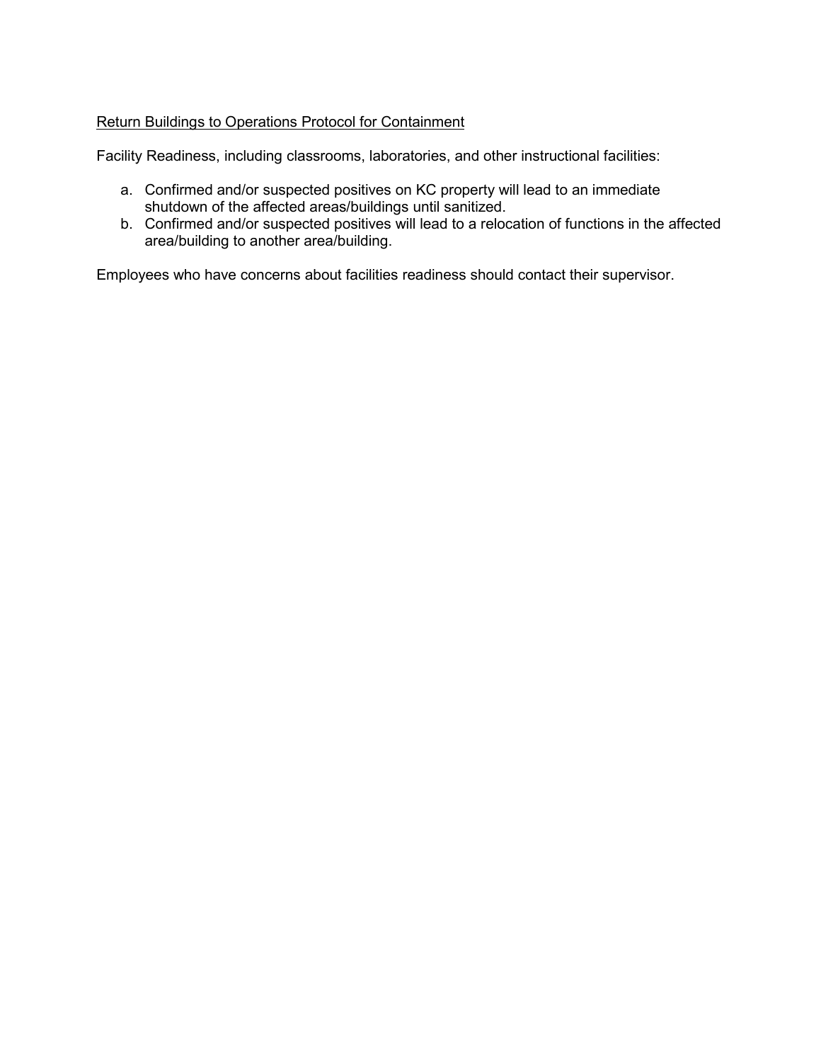Return Buildings to Operations Protocol for Containment

Facility Readiness, including classrooms, laboratories, and other instructional facilities:

a. Confirmed and/or suspected positives on KC property will lead to an immediate shutdown of the affected areas/buildings until sanitized.
b. Confirmed and/or suspected positives will lead to a relocation of functions in the affected area/building to another area/building.

Employees who have concerns about facilities readiness should contact their supervisor.